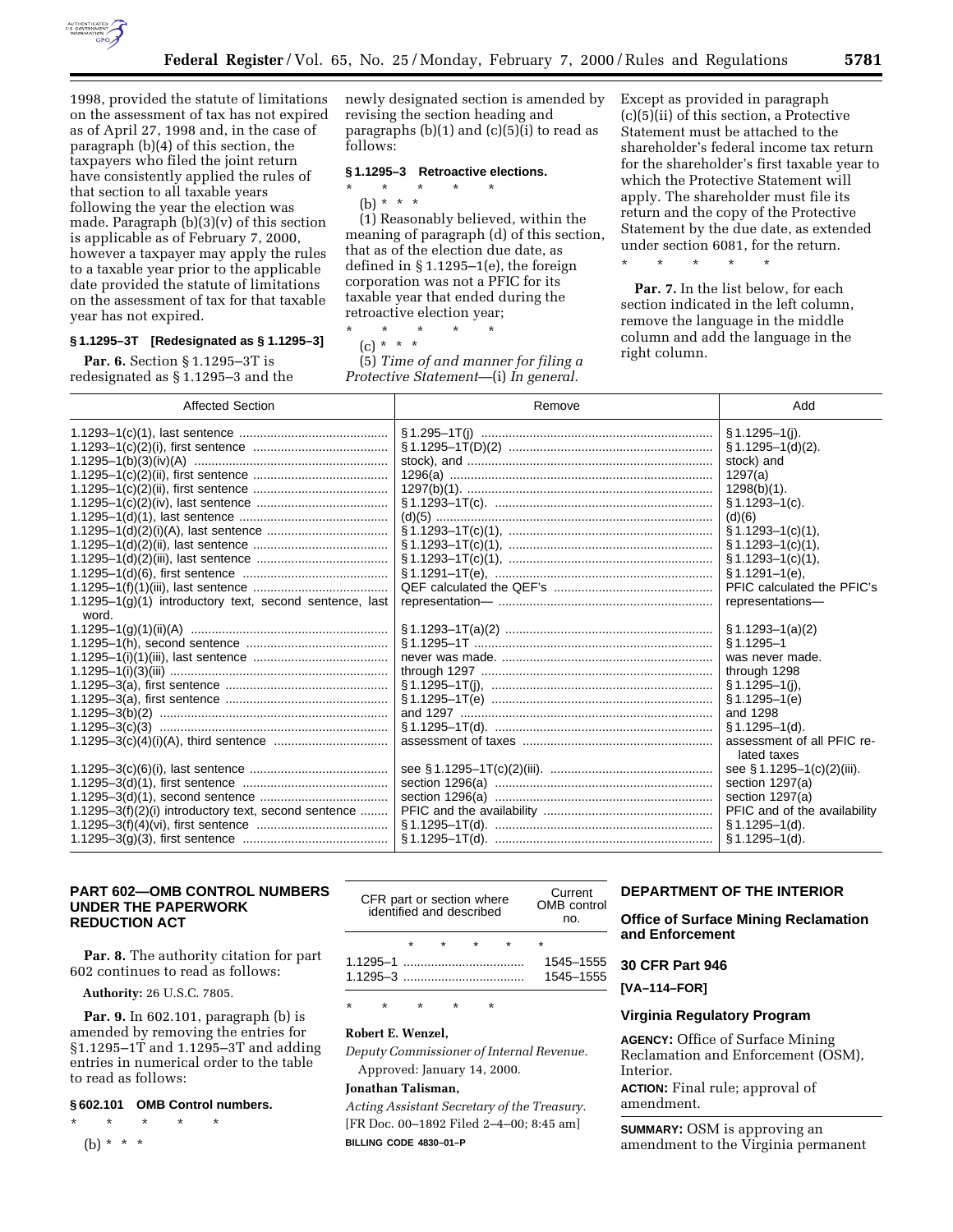1998, provided the statute of limitations on the assessment of tax has not expired as of April 27, 1998 and, in the case of paragraph (b)(4) of this section, the taxpayers who filed the joint return have consistently applied the rules of that section to all taxable years following the year the election was made. Paragraph (b)(3)(v) of this section is applicable as of February 7, 2000, however a taxpayer may apply the rules to a taxable year prior to the applicable date provided the statute of limitations on the assessment of tax for that taxable year has not expired.

### § 1.1295–3T [Redesignated as § 1.1295–3]

**Par. 6.** Section § 1.1295–3T is redesignated as § 1.1295–3 and the newly designated section is amended by revising the section heading and paragraphs (b)(1) and (c)(5)(i) to read as follows:

### § 1.1295–3 Retroactive elections.

\* \* \* \* \*

(b) \* \* \*

(1) Reasonably believed, within the meaning of paragraph (d) of this section, that as of the election due date, as defined in § 1.1295–1(e), the foreign corporation was not a PFIC for its taxable year that ended during the retroactive election year;

\* \* \* \* \*

(c) \* \* \*

(5) *Time of and manner for filing a Protective Statement*—(i) *In general.* Except as provided in paragraph (c)(5)(ii) of this section, a Protective Statement must be attached to the shareholder's federal income tax return for the shareholder's first taxable year to which the Protective Statement will apply. The shareholder must file its return and the copy of the Protective Statement by the due date, as extended under section 6081, for the return.

\* \* \* \* \*

**Par. 7.** In the list below, for each section indicated in the left column, remove the language in the middle column and add the language in the right column.

| Affected Section | Remove | Add |
|---|---|---|
| 1.1293–1(c)(1), last sentence | § 1.295–1T(j) | § 1.1295–1(j). |
| 1.1293–1(c)(2)(i), first sentence | § 1.1295–1T(D)(2) | § 1.1295–1(d)(2). |
| 1.1295–1(b)(3)(iv)(A) | stock), and | stock) and |
| 1.1295–1(c)(2)(ii), first sentence | 1296(a) | 1297(a) |
| 1.1295–1(c)(2)(ii), first sentence | 1297(b)(1). | 1298(b)(1). |
| 1.1295–1(c)(2)(iv), last sentence | § 1.1293–1T(c). | § 1.1293–1(c). |
| 1.1295–1(d)(1), last sentence | (d)(5) | (d)(6) |
| 1.1295–1(d)(2)(i)(A), last sentence | § 1.1293–1T(c)(1), | § 1.1293–1(c)(1), |
| 1.1295–1(d)(2)(ii), last sentence | § 1.1293–1T(c)(1), | § 1.1293–1(c)(1), |
| 1.1295–1(d)(2)(iii), last sentence | § 1.1293–1T(c)(1), | § 1.1293–1(c)(1), |
| 1.1295–1(d)(6), first sentence | § 1.1291–1T(e), | § 1.1291–1(e), |
| 1.1295–1(f)(1)(iii), last sentence | QEF calculated the QEF's | PFIC calculated the PFIC's |
| 1.1295–1(g)(1) introductory text, second sentence, last word. | representation— | representations— |
| 1.1295–1(g)(1)(ii)(A) | § 1.1293–1T(a)(2) | § 1.1293–1(a)(2) |
| 1.1295–1(h), second sentence | § 1.1295–1T | § 1.1295–1 |
| 1.1295–1(i)(1)(iii), last sentence | never was made. | was never made. |
| 1.1295–1(i)(3)(iii) | through 1297 | through 1298 |
| 1.1295–3(a), first sentence | § 1.1295–1T(j), | § 1.1295–1(j), |
| 1.1295–3(a), first sentence | § 1.1295–1T(e) | § 1.1295–1(e) |
| 1.1295–3(b)(2) | and 1297 | and 1298 |
| 1.1295–3(c)(3) | § 1.1295–1T(d). | § 1.1295–1(d). |
| 1.1295–3(c)(4)(i)(A), third sentence | assessment of taxes | assessment of all PFIC related taxes |
| 1.1295–3(c)(6)(i), last sentence | see § 1.1295–1T(c)(2)(iii). | see § 1.1295–1(c)(2)(iii). |
| 1.1295–3(d)(1), first sentence | section 1296(a) | section 1297(a) |
| 1.1295–3(d)(1), second sentence | section 1296(a) | section 1297(a) |
| 1.1295–3(f)(2)(i) introductory text, second sentence | PFIC and the availability | PFIC and of the availability |
| 1.1295–3(f)(4)(vi), first sentence | § 1.1295–1T(d). | § 1.1295–1(d). |
| 1.1295–3(g)(3), first sentence | § 1.1295–1T(d). | § 1.1295–1(d). |

## PART 602—OMB CONTROL NUMBERS UNDER THE PAPERWORK REDUCTION ACT

**Par. 8.** The authority citation for part 602 continues to read as follows:

**Authority:** 26 U.S.C. 7805.

**Par. 9.** In 602.101, paragraph (b) is amended by removing the entries for §1.1295–1T and 1.1295–3T and adding entries in numerical order to the table to read as follows:

### § 602.101 OMB Control numbers.

\* \* \* \* \*

(b) \* \* \*

| CFR part or section where identified and described | Current OMB control no. |
|---|---|
| \* \* \* \* | \* |
| 1.1295–1 | 1545–1555 |
| 1.1295–3 | 1545–1555 |

\* \* \* \* \*

**Robert E. Wenzel,**

*Deputy Commissioner of Internal Revenue.*

Approved: January 14, 2000.

**Jonathan Talisman,**

*Acting Assistant Secretary of the Treasury.*

[FR Doc. 00–1892 Filed 2–4–00; 8:45 am]

**BILLING CODE 4830–01–P**

## DEPARTMENT OF THE INTERIOR

## Office of Surface Mining Reclamation and Enforcement

## 30 CFR Part 946

**[VA–114–FOR]**

## Virginia Regulatory Program

**AGENCY:** Office of Surface Mining Reclamation and Enforcement (OSM), Interior.

**ACTION:** Final rule; approval of amendment.

**SUMMARY:** OSM is approving an amendment to the Virginia permanent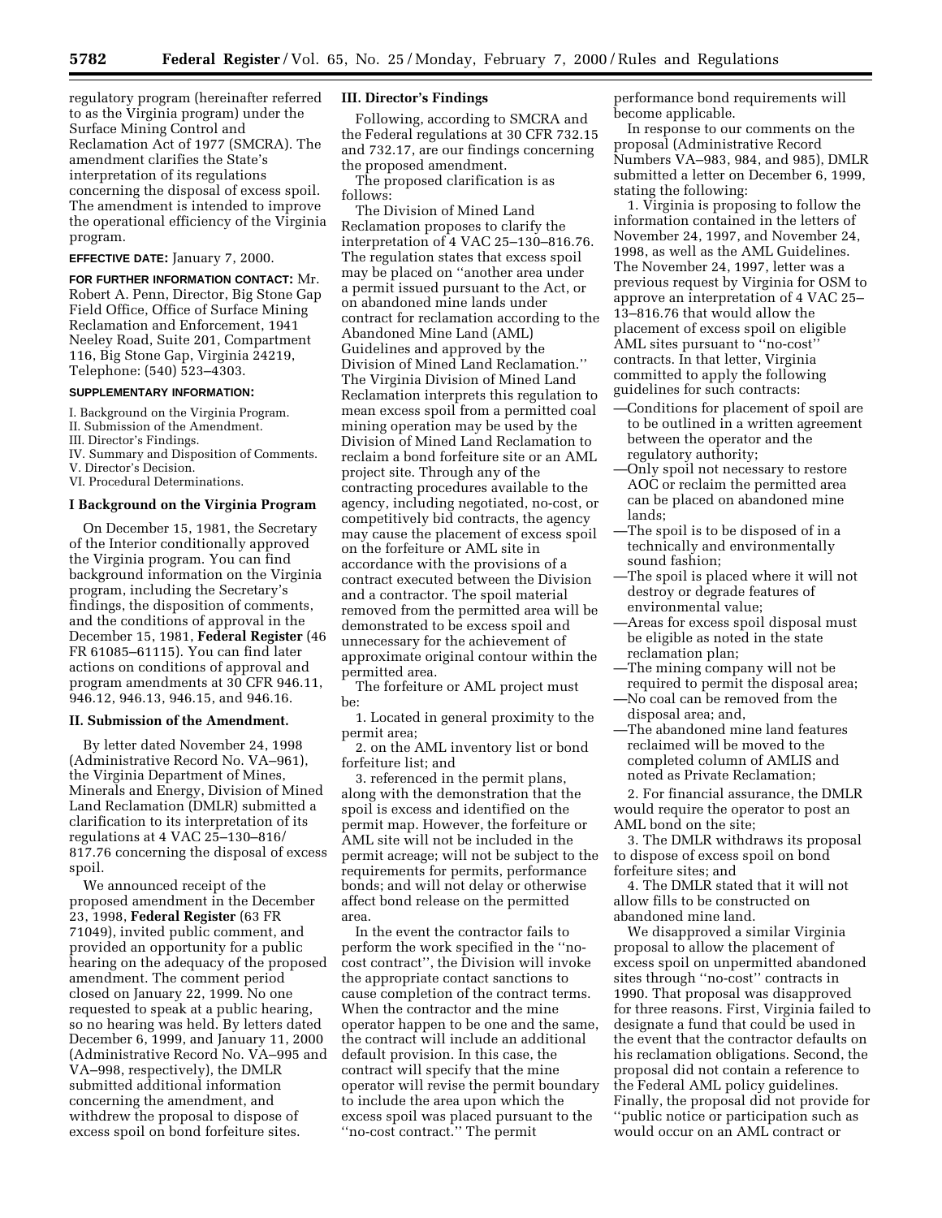regulatory program (hereinafter referred to as the Virginia program) under the Surface Mining Control and Reclamation Act of 1977 (SMCRA). The amendment clarifies the State's interpretation of its regulations concerning the disposal of excess spoil. The amendment is intended to improve the operational efficiency of the Virginia program.

**EFFECTIVE DATE:** January 7, 2000.

**FOR FURTHER INFORMATION CONTACT:** Mr. Robert A. Penn, Director, Big Stone Gap Field Office, Office of Surface Mining Reclamation and Enforcement, 1941 Neeley Road, Suite 201, Compartment 116, Big Stone Gap, Virginia 24219, Telephone: (540) 523–4303.

**SUPPLEMENTARY INFORMATION:**

I. Background on the Virginia Program.
II. Submission of the Amendment.
III. Director's Findings.
IV. Summary and Disposition of Comments.
V. Director's Decision.
VI. Procedural Determinations.

## I Background on the Virginia Program

On December 15, 1981, the Secretary of the Interior conditionally approved the Virginia program. You can find background information on the Virginia program, including the Secretary's findings, the disposition of comments, and the conditions of approval in the December 15, 1981, **Federal Register** (46 FR 61085–61115). You can find later actions on conditions of approval and program amendments at 30 CFR 946.11, 946.12, 946.13, 946.15, and 946.16.

## II. Submission of the Amendment.

By letter dated November 24, 1998 (Administrative Record No. VA–961), the Virginia Department of Mines, Minerals and Energy, Division of Mined Land Reclamation (DMLR) submitted a clarification to its interpretation of its regulations at 4 VAC 25–130–816/817.76 concerning the disposal of excess spoil.

We announced receipt of the proposed amendment in the December 23, 1998, **Federal Register** (63 FR 71049), invited public comment, and provided an opportunity for a public hearing on the adequacy of the proposed amendment. The comment period closed on January 22, 1999. No one requested to speak at a public hearing, so no hearing was held. By letters dated December 6, 1999, and January 11, 2000 (Administrative Record No. VA–995 and VA–998, respectively), the DMLR submitted additional information concerning the amendment, and withdrew the proposal to dispose of excess spoil on bond forfeiture sites.

## III. Director's Findings

Following, according to SMCRA and the Federal regulations at 30 CFR 732.15 and 732.17, are our findings concerning the proposed amendment.

The proposed clarification is as follows:

The Division of Mined Land Reclamation proposes to clarify the interpretation of 4 VAC 25–130–816.76. The regulation states that excess spoil may be placed on "another area under a permit issued pursuant to the Act, or on abandoned mine lands under contract for reclamation according to the Abandoned Mine Land (AML) Guidelines and approved by the Division of Mined Land Reclamation." The Virginia Division of Mined Land Reclamation interprets this regulation to mean excess spoil from a permitted coal mining operation may be used by the Division of Mined Land Reclamation to reclaim a bond forfeiture site or an AML project site. Through any of the contracting procedures available to the agency, including negotiated, no-cost, or competitively bid contracts, the agency may cause the placement of excess spoil on the forfeiture or AML site in accordance with the provisions of a contract executed between the Division and a contractor. The spoil material removed from the permitted area will be demonstrated to be excess spoil and unnecessary for the achievement of approximate original contour within the permitted area.

The forfeiture or AML project must be:

1. Located in general proximity to the permit area;
2. on the AML inventory list or bond forfeiture list; and
3. referenced in the permit plans, along with the demonstration that the spoil is excess and identified on the permit map. However, the forfeiture or AML site will not be included in the permit acreage; will not be subject to the requirements for permits, performance bonds; and will not delay or otherwise affect bond release on the permitted area.

In the event the contractor fails to perform the work specified in the "no-cost contract", the Division will invoke the appropriate contact sanctions to cause completion of the contract terms. When the contractor and the mine operator happen to be one and the same, the contract will include an additional default provision. In this case, the contract will specify that the mine operator will revise the permit boundary to include the area upon which the excess spoil was placed pursuant to the "no-cost contract." The permit performance bond requirements will become applicable.

In response to our comments on the proposal (Administrative Record Numbers VA–983, 984, and 985), DMLR submitted a letter on December 6, 1999, stating the following:

1. Virginia is proposing to follow the information contained in the letters of November 24, 1997, and November 24, 1998, as well as the AML Guidelines. The November 24, 1997, letter was a previous request by Virginia for OSM to approve an interpretation of 4 VAC 25–13–816.76 that would allow the placement of excess spoil on eligible AML sites pursuant to "no-cost" contracts. In that letter, Virginia committed to apply the following guidelines for such contracts:

—Conditions for placement of spoil are to be outlined in a written agreement between the operator and the regulatory authority;
—Only spoil not necessary to restore AOC or reclaim the permitted area can be placed on abandoned mine lands;
—The spoil is to be disposed of in a technically and environmentally sound fashion;
—The spoil is placed where it will not destroy or degrade features of environmental value;
—Areas for excess spoil disposal must be eligible as noted in the state reclamation plan;
—The mining company will not be required to permit the disposal area;
—No coal can be removed from the disposal area; and,
—The abandoned mine land features reclaimed will be moved to the completed column of AMLIS and noted as Private Reclamation;

2. For financial assurance, the DMLR would require the operator to post an AML bond on the site;

3. The DMLR withdraws its proposal to dispose of excess spoil on bond forfeiture sites; and

4. The DMLR stated that it will not allow fills to be constructed on abandoned mine land.

We disapproved a similar Virginia proposal to allow the placement of excess spoil on unpermitted abandoned sites through "no-cost" contracts in 1990. That proposal was disapproved for three reasons. First, Virginia failed to designate a fund that could be used in the event that the contractor defaults on his reclamation obligations. Second, the proposal did not contain a reference to the Federal AML policy guidelines. Finally, the proposal did not provide for "public notice or participation such as would occur on an AML contract or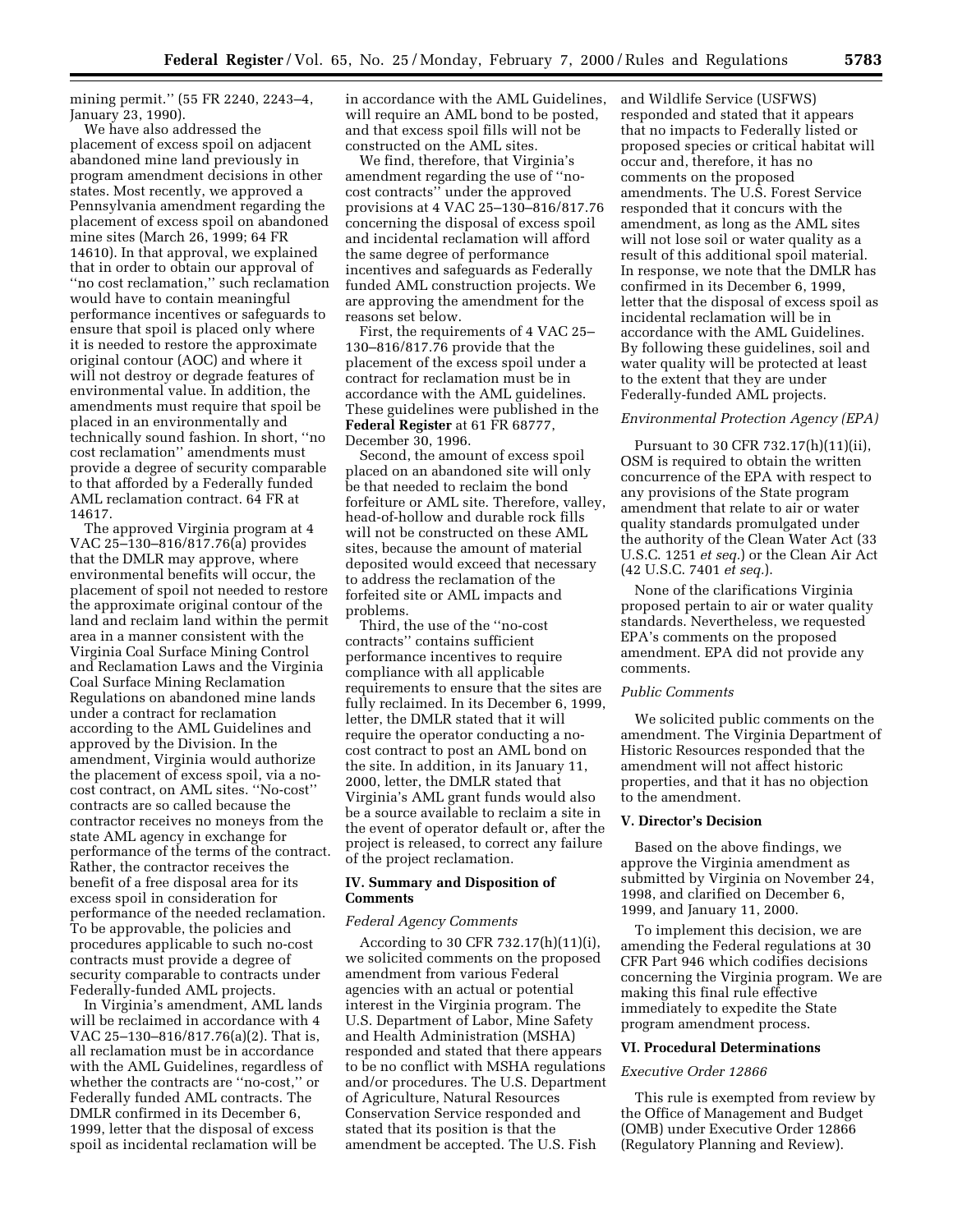mining permit.'' (55 FR 2240, 2243–4, January 23, 1990).

We have also addressed the placement of excess spoil on adjacent abandoned mine land previously in program amendment decisions in other states. Most recently, we approved a Pennsylvania amendment regarding the placement of excess spoil on abandoned mine sites (March 26, 1999; 64 FR 14610). In that approval, we explained that in order to obtain our approval of ''no cost reclamation,'' such reclamation would have to contain meaningful performance incentives or safeguards to ensure that spoil is placed only where it is needed to restore the approximate original contour (AOC) and where it will not destroy or degrade features of environmental value. In addition, the amendments must require that spoil be placed in an environmentally and technically sound fashion. In short, ''no cost reclamation'' amendments must provide a degree of security comparable to that afforded by a Federally funded AML reclamation contract. 64 FR at 14617.

The approved Virginia program at 4 VAC 25–130–816/817.76(a) provides that the DMLR may approve, where environmental benefits will occur, the placement of spoil not needed to restore the approximate original contour of the land and reclaim land within the permit area in a manner consistent with the Virginia Coal Surface Mining Control and Reclamation Laws and the Virginia Coal Surface Mining Reclamation Regulations on abandoned mine lands under a contract for reclamation according to the AML Guidelines and approved by the Division. In the amendment, Virginia would authorize the placement of excess spoil, via a no-cost contract, on AML sites. ''No-cost'' contracts are so called because the contractor receives no moneys from the state AML agency in exchange for performance of the terms of the contract. Rather, the contractor receives the benefit of a free disposal area for its excess spoil in consideration for performance of the needed reclamation. To be approvable, the policies and procedures applicable to such no-cost contracts must provide a degree of security comparable to contracts under Federally-funded AML projects.

In Virginia's amendment, AML lands will be reclaimed in accordance with 4 VAC 25–130–816/817.76(a)(2). That is, all reclamation must be in accordance with the AML Guidelines, regardless of whether the contracts are ''no-cost,'' or Federally funded AML contracts. The DMLR confirmed in its December 6, 1999, letter that the disposal of excess spoil as incidental reclamation will be in accordance with the AML Guidelines, will require an AML bond to be posted, and that excess spoil fills will not be constructed on the AML sites.

We find, therefore, that Virginia's amendment regarding the use of ''no-cost contracts'' under the approved provisions at 4 VAC 25–130–816/817.76 concerning the disposal of excess spoil and incidental reclamation will afford the same degree of performance incentives and safeguards as Federally funded AML construction projects. We are approving the amendment for the reasons set below.

First, the requirements of 4 VAC 25–130–816/817.76 provide that the placement of the excess spoil under a contract for reclamation must be in accordance with the AML guidelines. These guidelines were published in the **Federal Register** at 61 FR 68777, December 30, 1996.

Second, the amount of excess spoil placed on an abandoned site will only be that needed to reclaim the bond forfeiture or AML site. Therefore, valley, head-of-hollow and durable rock fills will not be constructed on these AML sites, because the amount of material deposited would exceed that necessary to address the reclamation of the forfeited site or AML impacts and problems.

Third, the use of the ''no-cost contracts'' contains sufficient performance incentives to require compliance with all applicable requirements to ensure that the sites are fully reclaimed. In its December 6, 1999, letter, the DMLR stated that it will require the operator conducting a no-cost contract to post an AML bond on the site. In addition, in its January 11, 2000, letter, the DMLR stated that Virginia's AML grant funds would also be a source available to reclaim a site in the event of operator default or, after the project is released, to correct any failure of the project reclamation.

## IV. Summary and Disposition of Comments

### *Federal Agency Comments*

According to 30 CFR 732.17(h)(11)(i), we solicited comments on the proposed amendment from various Federal agencies with an actual or potential interest in the Virginia program. The U.S. Department of Labor, Mine Safety and Health Administration (MSHA) responded and stated that there appears to be no conflict with MSHA regulations and/or procedures. The U.S. Department of Agriculture, Natural Resources Conservation Service responded and stated that its position is that the amendment be accepted. The U.S. Fish and Wildlife Service (USFWS) responded and stated that it appears that no impacts to Federally listed or proposed species or critical habitat will occur and, therefore, it has no comments on the proposed amendments. The U.S. Forest Service responded that it concurs with the amendment, as long as the AML sites will not lose soil or water quality as a result of this additional spoil material. In response, we note that the DMLR has confirmed in its December 6, 1999, letter that the disposal of excess spoil as incidental reclamation will be in accordance with the AML Guidelines. By following these guidelines, soil and water quality will be protected at least to the extent that they are under Federally-funded AML projects.

### *Environmental Protection Agency (EPA)*

Pursuant to 30 CFR 732.17(h)(11)(ii), OSM is required to obtain the written concurrence of the EPA with respect to any provisions of the State program amendment that relate to air or water quality standards promulgated under the authority of the Clean Water Act (33 U.S.C. 1251 *et seq.*) or the Clean Air Act (42 U.S.C. 7401 *et seq.*).

None of the clarifications Virginia proposed pertain to air or water quality standards. Nevertheless, we requested EPA's comments on the proposed amendment. EPA did not provide any comments.

### *Public Comments*

We solicited public comments on the amendment. The Virginia Department of Historic Resources responded that the amendment will not affect historic properties, and that it has no objection to the amendment.

## V. Director's Decision

Based on the above findings, we approve the Virginia amendment as submitted by Virginia on November 24, 1998, and clarified on December 6, 1999, and January 11, 2000.

To implement this decision, we are amending the Federal regulations at 30 CFR Part 946 which codifies decisions concerning the Virginia program. We are making this final rule effective immediately to expedite the State program amendment process.

## VI. Procedural Determinations

### *Executive Order 12866*

This rule is exempted from review by the Office of Management and Budget (OMB) under Executive Order 12866 (Regulatory Planning and Review).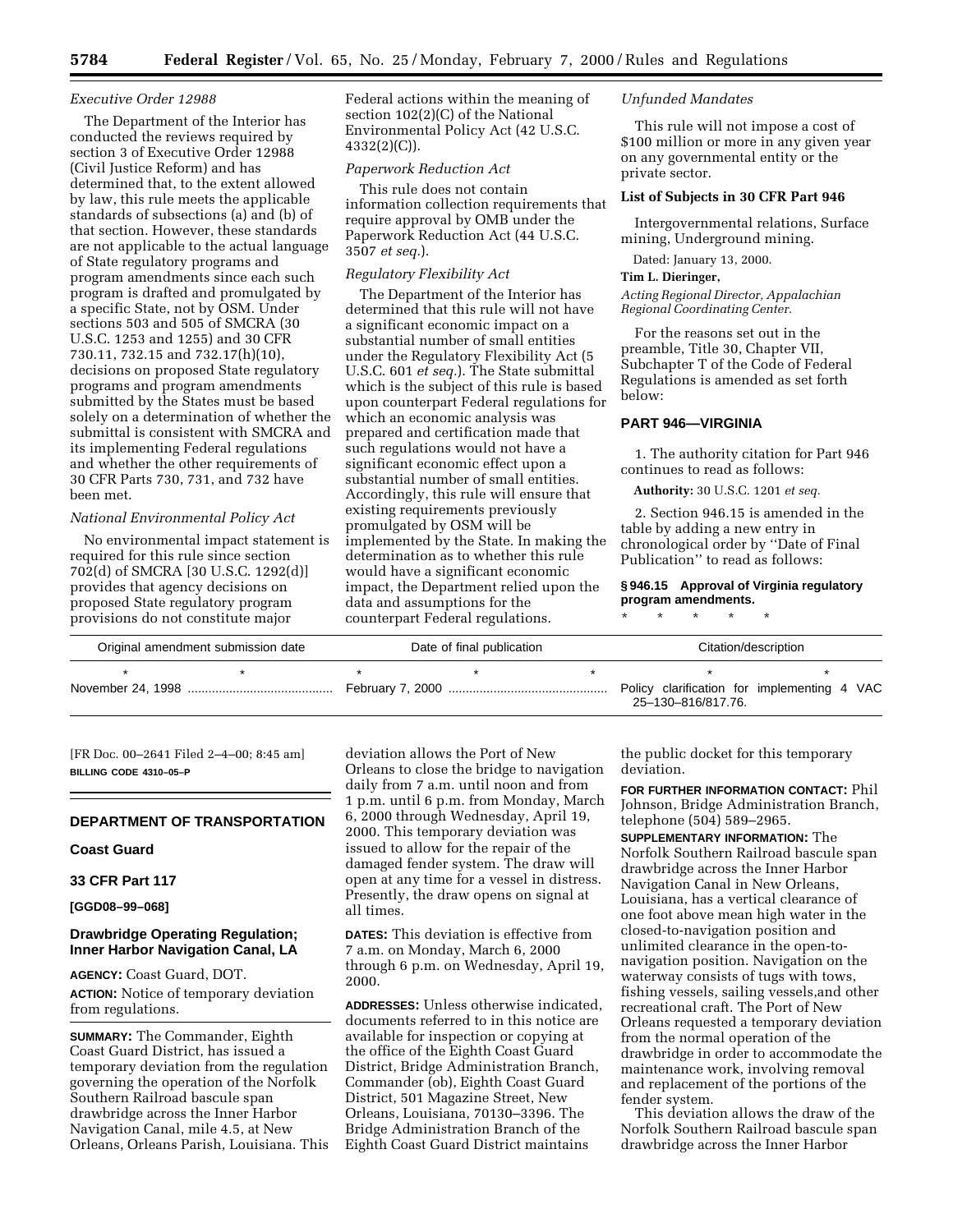*Executive Order 12988*

The Department of the Interior has conducted the reviews required by section 3 of Executive Order 12988 (Civil Justice Reform) and has determined that, to the extent allowed by law, this rule meets the applicable standards of subsections (a) and (b) of that section. However, these standards are not applicable to the actual language of State regulatory programs and program amendments since each such program is drafted and promulgated by a specific State, not by OSM. Under sections 503 and 505 of SMCRA (30 U.S.C. 1253 and 1255) and 30 CFR 730.11, 732.15 and 732.17(h)(10), decisions on proposed State regulatory programs and program amendments submitted by the States must be based solely on a determination of whether the submittal is consistent with SMCRA and its implementing Federal regulations and whether the other requirements of 30 CFR Parts 730, 731, and 732 have been met.

*National Environmental Policy Act*

No environmental impact statement is required for this rule since section 702(d) of SMCRA [30 U.S.C. 1292(d)] provides that agency decisions on proposed State regulatory program provisions do not constitute major Federal actions within the meaning of section 102(2)(C) of the National Environmental Policy Act (42 U.S.C. 4332(2)(C)).

*Paperwork Reduction Act*

This rule does not contain information collection requirements that require approval by OMB under the Paperwork Reduction Act (44 U.S.C. 3507 *et seq.*).

*Regulatory Flexibility Act*

The Department of the Interior has determined that this rule will not have a significant economic impact on a substantial number of small entities under the Regulatory Flexibility Act (5 U.S.C. 601 *et seq.*). The State submittal which is the subject of this rule is based upon counterpart Federal regulations for which an economic analysis was prepared and certification made that such regulations would not have a significant economic effect upon a substantial number of small entities. Accordingly, this rule will ensure that existing requirements previously promulgated by OSM will be implemented by the State. In making the determination as to whether this rule would have a significant economic impact, the Department relied upon the data and assumptions for the counterpart Federal regulations.

*Unfunded Mandates*

This rule will not impose a cost of $100 million or more in any given year on any governmental entity or the private sector.

**List of Subjects in 30 CFR Part 946**

Intergovernmental relations, Surface mining, Underground mining.

Dated: January 13, 2000.

**Tim L. Dieringer,**

*Acting Regional Director, Appalachian Regional Coordinating Center.*

For the reasons set out in the preamble, Title 30, Chapter VII, Subchapter T of the Code of Federal Regulations is amended as set forth below:

## PART 946—VIRGINIA

1. The authority citation for Part 946 continues to read as follows:

**Authority:** 30 U.S.C. 1201 *et seq.*

2. Section 946.15 is amended in the table by adding a new entry in chronological order by "Date of Final Publication" to read as follows:

**§ 946.15 Approval of Virginia regulatory program amendments.**

\* \* \* \* \*

| Original amendment submission date | Date of final publication | Citation/description |
|---|---|---|
| \* \* | \* \* \* | \* \* |
| November 24, 1998 | February 7, 2000 | Policy clarification for implementing 4 VAC 25–130–816/817.76. |

[FR Doc. 00–2641 Filed 2–4–00; 8:45 am]

**BILLING CODE 4310–05–P**

---

## DEPARTMENT OF TRANSPORTATION

## Coast Guard

## 33 CFR Part 117

**[GGD08–99–068]**

## Drawbridge Operating Regulation; Inner Harbor Navigation Canal, LA

**AGENCY:** Coast Guard, DOT.

**ACTION:** Notice of temporary deviation from regulations.

**SUMMARY:** The Commander, Eighth Coast Guard District, has issued a temporary deviation from the regulation governing the operation of the Norfolk Southern Railroad bascule span drawbridge across the Inner Harbor Navigation Canal, mile 4.5, at New Orleans, Orleans Parish, Louisiana. This deviation allows the Port of New Orleans to close the bridge to navigation daily from 7 a.m. until noon and from 1 p.m. until 6 p.m. from Monday, March 6, 2000 through Wednesday, April 19, 2000. This temporary deviation was issued to allow for the repair of the damaged fender system. The draw will open at any time for a vessel in distress. Presently, the draw opens on signal at all times.

**DATES:** This deviation is effective from 7 a.m. on Monday, March 6, 2000 through 6 p.m. on Wednesday, April 19, 2000.

**ADDRESSES:** Unless otherwise indicated, documents referred to in this notice are available for inspection or copying at the office of the Eighth Coast Guard District, Bridge Administration Branch, Commander (ob), Eighth Coast Guard District, 501 Magazine Street, New Orleans, Louisiana, 70130–3396. The Bridge Administration Branch of the Eighth Coast Guard District maintains the public docket for this temporary deviation.

**FOR FURTHER INFORMATION CONTACT:** Phil Johnson, Bridge Administration Branch, telephone (504) 589–2965.

**SUPPLEMENTARY INFORMATION:** The Norfolk Southern Railroad bascule span drawbridge across the Inner Harbor Navigation Canal in New Orleans, Louisiana, has a vertical clearance of one foot above mean high water in the closed-to-navigation position and unlimited clearance in the open-to-navigation position. Navigation on the waterway consists of tugs with tows, fishing vessels, sailing vessels,and other recreational craft. The Port of New Orleans requested a temporary deviation from the normal operation of the drawbridge in order to accommodate the maintenance work, involving removal and replacement of the portions of the fender system.

This deviation allows the draw of the Norfolk Southern Railroad bascule span drawbridge across the Inner Harbor